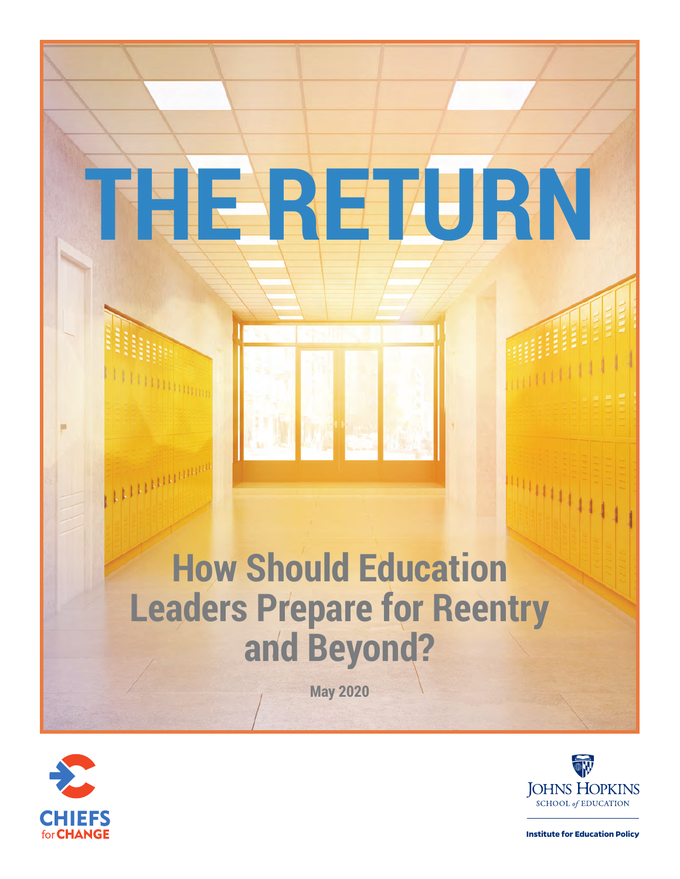# THE RETURN

## How Should Education Leaders Prepare for Reentry and Beyond?

**May 2020**

CHIEFS for CHANGE

JOHNS HOPKINS SCHOOL *of* EDUCATION

Institute for Education Policy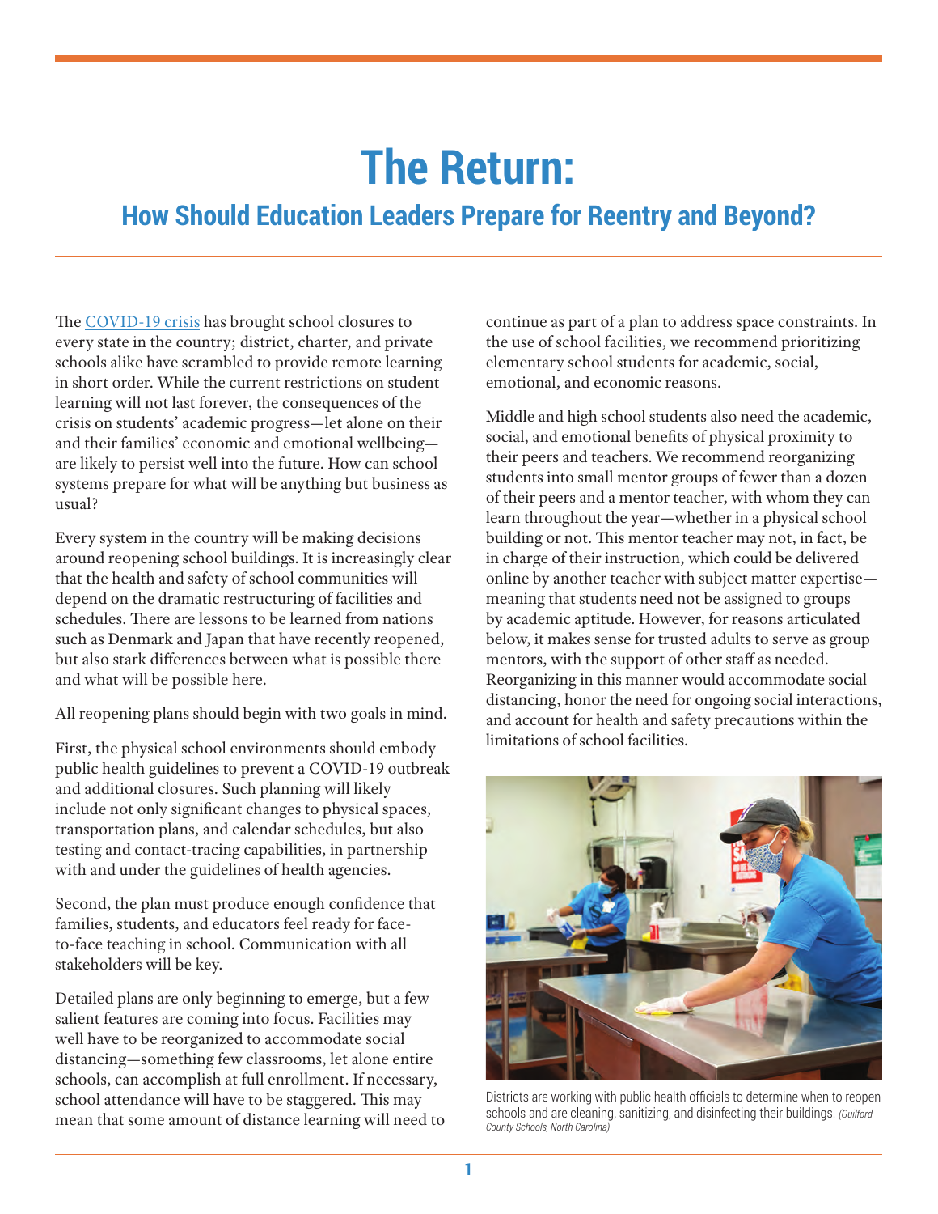# The Return:

## How Should Education Leaders Prepare for Reentry and Beyond?

The [COVID-19 crisis](https://www.publicimpact.com/) has brought school closures to every state in the country; district, charter, and private schools alike have scrambled to provide remote learning in short order. While the current restrictions on student learning will not last forever, the consequences of the crisis on students' academic progress—let alone on their and their families' economic and emotional wellbeing—are likely to persist well into the future. How can school systems prepare for what will be anything but business as usual?

Every system in the country will be making decisions around reopening school buildings. It is increasingly clear that the health and safety of school communities will depend on the dramatic restructuring of facilities and schedules. There are lessons to be learned from nations such as Denmark and Japan that have recently reopened, but also stark differences between what is possible there and what will be possible here.

All reopening plans should begin with two goals in mind.

First, the physical school environments should embody public health guidelines to prevent a COVID-19 outbreak and additional closures. Such planning will likely include not only significant changes to physical spaces, transportation plans, and calendar schedules, but also testing and contact-tracing capabilities, in partnership with and under the guidelines of health agencies.

Second, the plan must produce enough confidence that families, students, and educators feel ready for face-to-face teaching in school. Communication with all stakeholders will be key.

Detailed plans are only beginning to emerge, but a few salient features are coming into focus. Facilities may well have to be reorganized to accommodate social distancing—something few classrooms, let alone entire schools, can accomplish at full enrollment. If necessary, school attendance will have to be staggered. This may mean that some amount of distance learning will need to continue as part of a plan to address space constraints. In the use of school facilities, we recommend prioritizing elementary school students for academic, social, emotional, and economic reasons.

Middle and high school students also need the academic, social, and emotional benefits of physical proximity to their peers and teachers. We recommend reorganizing students into small mentor groups of fewer than a dozen of their peers and a mentor teacher, with whom they can learn throughout the year—whether in a physical school building or not. This mentor teacher may not, in fact, be in charge of their instruction, which could be delivered online by another teacher with subject matter expertise—meaning that students need not be assigned to groups by academic aptitude. However, for reasons articulated below, it makes sense for trusted adults to serve as group mentors, with the support of other staff as needed. Reorganizing in this manner would accommodate social distancing, honor the need for ongoing social interactions, and account for health and safety precautions within the limitations of school facilities.

Districts are working with public health officials to determine when to reopen schools and are cleaning, sanitizing, and disinfecting their buildings. *(Guilford County Schools, North Carolina)*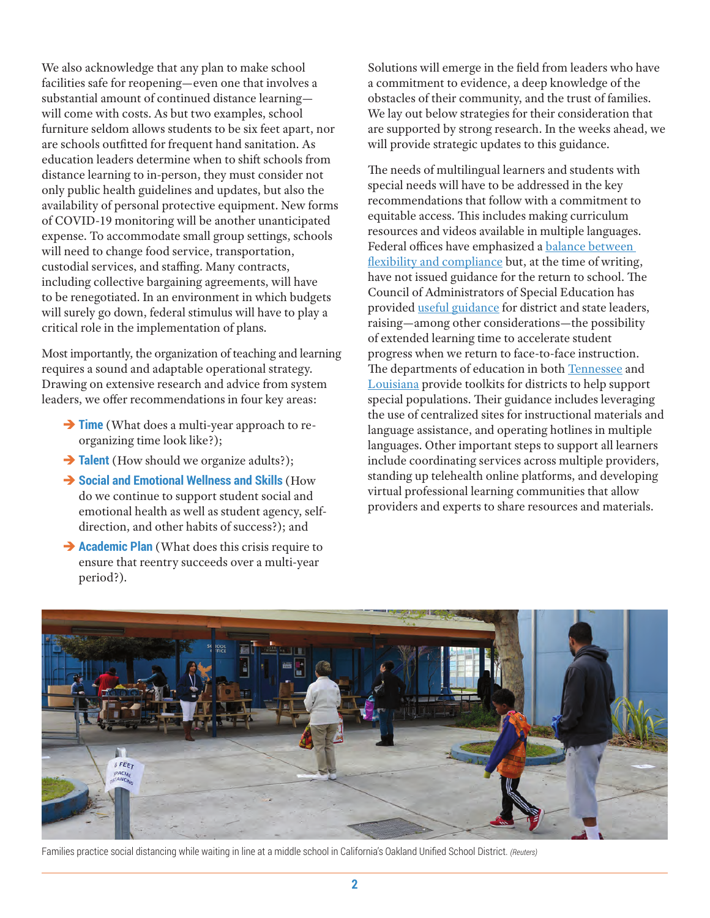We also acknowledge that any plan to make school facilities safe for reopening—even one that involves a substantial amount of continued distance learning—will come with costs. As but two examples, school furniture seldom allows students to be six feet apart, nor are schools outfitted for frequent hand sanitation. As education leaders determine when to shift schools from distance learning to in-person, they must consider not only public health guidelines and updates, but also the availability of personal protective equipment. New forms of COVID-19 monitoring will be another unanticipated expense. To accommodate small group settings, schools will need to change food service, transportation, custodial services, and staffing. Many contracts, including collective bargaining agreements, will have to be renegotiated. In an environment in which budgets will surely go down, federal stimulus will have to play a critical role in the implementation of plans.

Most importantly, the organization of teaching and learning requires a sound and adaptable operational strategy. Drawing on extensive research and advice from system leaders, we offer recommendations in four key areas:

- **Time** (What does a multi-year approach to re-organizing time look like?);
- **Talent** (How should we organize adults?);
- **Social and Emotional Wellness and Skills** (How do we continue to support student social and emotional health as well as student agency, self-direction, and other habits of success?); and
- **Academic Plan** (What does this crisis require to ensure that reentry succeeds over a multi-year period?).

Solutions will emerge in the field from leaders who have a commitment to evidence, a deep knowledge of the obstacles of their community, and the trust of families. We lay out below strategies for their consideration that are supported by strong research. In the weeks ahead, we will provide strategic updates to this guidance.

The needs of multilingual learners and students with special needs will have to be addressed in the key recommendations that follow with a commitment to equitable access. This includes making curriculum resources and videos available in multiple languages. Federal offices have emphasized a balance between flexibility and compliance but, at the time of writing, have not issued guidance for the return to school. The Council of Administrators of Special Education has provided useful guidance for district and state leaders, raising—among other considerations—the possibility of extended learning time to accelerate student progress when we return to face-to-face instruction. The departments of education in both Tennessee and Louisiana provide toolkits for districts to help support special populations. Their guidance includes leveraging the use of centralized sites for instructional materials and language assistance, and operating hotlines in multiple languages. Other important steps to support all learners include coordinating services across multiple providers, standing up telehealth online platforms, and developing virtual professional learning communities that allow providers and experts to share resources and materials.

Families practice social distancing while waiting in line at a middle school in California's Oakland Unified School District. *(Reuters)*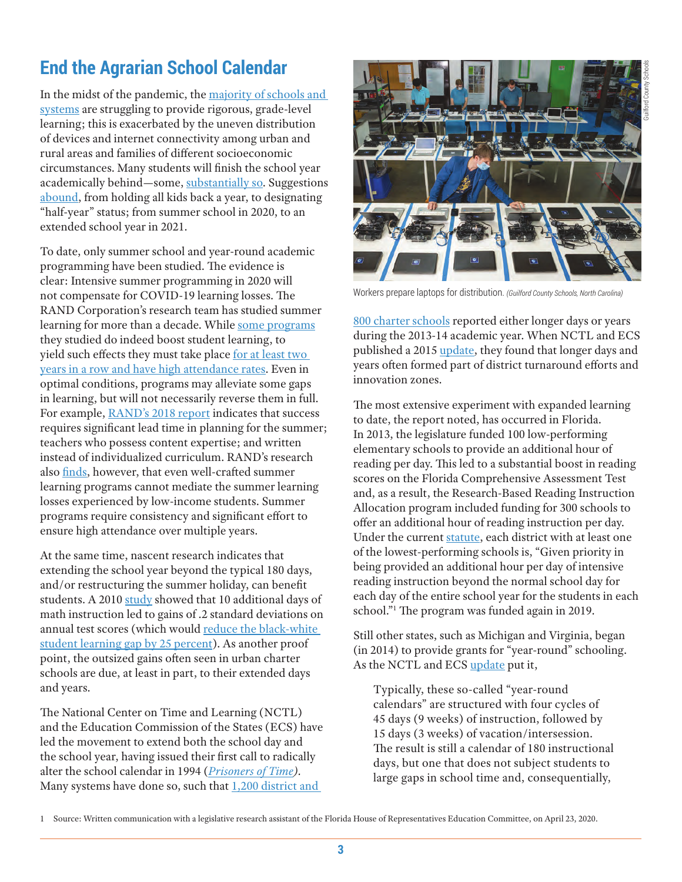## End the Agrarian School Calendar

In the midst of the pandemic, the majority of schools and systems are struggling to provide rigorous, grade-level learning; this is exacerbated by the uneven distribution of devices and internet connectivity among urban and rural areas and families of different socioeconomic circumstances. Many students will finish the school year academically behind—some, substantially so. Suggestions abound, from holding all kids back a year, to designating "half-year" status; from summer school in 2020, to an extended school year in 2021.

To date, only summer school and year-round academic programming have been studied. The evidence is clear: Intensive summer programming in 2020 will not compensate for COVID-19 learning losses. The RAND Corporation's research team has studied summer learning for more than a decade. While some programs they studied do indeed boost student learning, to yield such effects they must take place for at least two years in a row and have high attendance rates. Even in optimal conditions, programs may alleviate some gaps in learning, but will not necessarily reverse them in full. For example, RAND's 2018 report indicates that success requires significant lead time in planning for the summer; teachers who possess content expertise; and written instead of individualized curriculum. RAND's research also finds, however, that even well-crafted summer learning programs cannot mediate the summer learning losses experienced by low-income students. Summer programs require consistency and significant effort to ensure high attendance over multiple years.

At the same time, nascent research indicates that extending the school year beyond the typical 180 days, and/or restructuring the summer holiday, can benefit students. A 2010 study showed that 10 additional days of math instruction led to gains of .2 standard deviations on annual test scores (which would reduce the black-white student learning gap by 25 percent). As another proof point, the outsized gains often seen in urban charter schools are due, at least in part, to their extended days and years.

The National Center on Time and Learning (NCTL) and the Education Commission of the States (ECS) have led the movement to extend both the school day and the school year, having issued their first call to radically alter the school calendar in 1994 (*Prisoners of Time*). Many systems have done so, such that 1,200 district and 800 charter schools reported either longer days or years during the 2013-14 academic year. When NCTL and ECS published a 2015 update, they found that longer days and years often formed part of district turnaround efforts and innovation zones.

Workers prepare laptops for distribution. *(Guilford County Schools, North Carolina)*

The most extensive experiment with expanded learning to date, the report noted, has occurred in Florida. In 2013, the legislature funded 100 low-performing elementary schools to provide an additional hour of reading per day. This led to a substantial boost in reading scores on the Florida Comprehensive Assessment Test and, as a result, the Research-Based Reading Instruction Allocation program included funding for 300 schools to offer an additional hour of reading instruction per day. Under the current statute, each district with at least one of the lowest-performing schools is, "Given priority in being provided an additional hour per day of intensive reading instruction beyond the normal school day for each day of the entire school year for the students in each school."[1] The program was funded again in 2019.

Still other states, such as Michigan and Virginia, began (in 2014) to provide grants for "year-round" schooling. As the NCTL and ECS update put it,

> Typically, these so-called "year-round calendars" are structured with four cycles of 45 days (9 weeks) of instruction, followed by 15 days (3 weeks) of vacation/intersession. The result is still a calendar of 180 instructional days, but one that does not subject students to large gaps in school time and, consequentially,

1 Source: Written communication with a legislative research assistant of the Florida House of Representatives Education Committee, on April 23, 2020.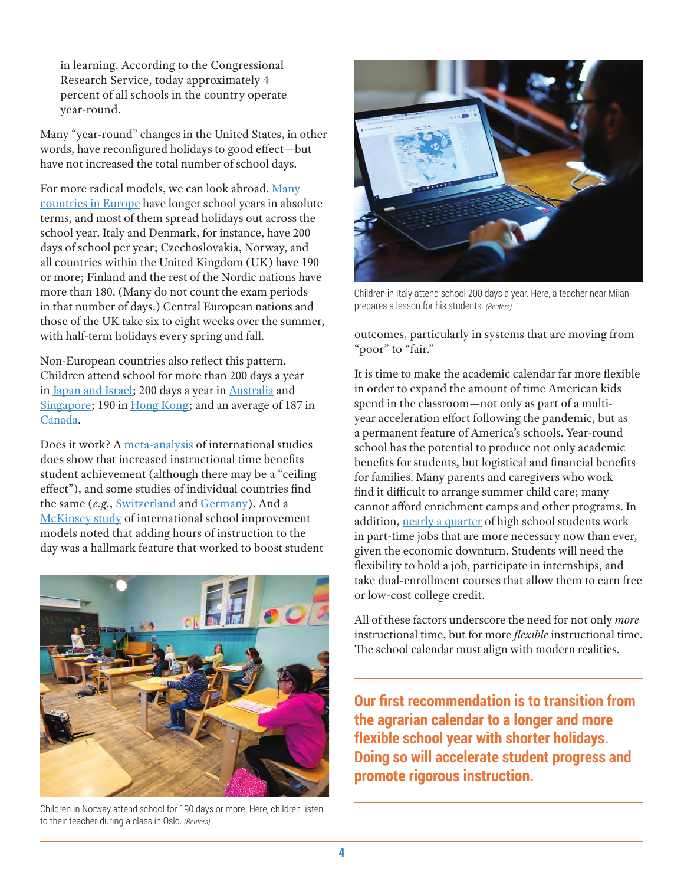in learning. According to the Congressional Research Service, today approximately 4 percent of all schools in the country operate year-round.

Many "year-round" changes in the United States, in other words, have reconfigured holidays to good effect—but have not increased the total number of school days.

For more radical models, we can look abroad. Many countries in Europe have longer school years in absolute terms, and most of them spread holidays out across the school year. Italy and Denmark, for instance, have 200 days of school per year; Czechoslovakia, Norway, and all countries within the United Kingdom (UK) have 190 or more; Finland and the rest of the Nordic nations have more than 180. (Many do not count the exam periods in that number of days.) Central European nations and those of the UK take six to eight weeks over the summer, with half-term holidays every spring and fall.

Non-European countries also reflect this pattern. Children attend school for more than 200 days a year in Japan and Israel; 200 days a year in Australia and Singapore; 190 in Hong Kong; and an average of 187 in Canada.

Does it work? A meta-analysis of international studies does show that increased instructional time benefits student achievement (although there may be a "ceiling effect"), and some studies of individual countries find the same (*e.g.*, Switzerland and Germany). And a McKinsey study of international school improvement models noted that adding hours of instruction to the day was a hallmark feature that worked to boost student outcomes, particularly in systems that are moving from "poor" to "fair."

Children in Norway attend school for 190 days or more. Here, children listen to their teacher during a class in Oslo. *(Reuters)*

Children in Italy attend school 200 days a year. Here, a teacher near Milan prepares a lesson for his students. *(Reuters)*

It is time to make the academic calendar far more flexible in order to expand the amount of time American kids spend in the classroom—not only as part of a multi-year acceleration effort following the pandemic, but as a permanent feature of America's schools. Year-round school has the potential to produce not only academic benefits for students, but logistical and financial benefits for families. Many parents and caregivers who work find it difficult to arrange summer child care; many cannot afford enrichment camps and other programs. In addition, nearly a quarter of high school students work in part-time jobs that are more necessary now than ever, given the economic downturn. Students will need the flexibility to hold a job, participate in internships, and take dual-enrollment courses that allow them to earn free or low-cost college credit.

All of these factors underscore the need for not only *more* instructional time, but for more *flexible* instructional time. The school calendar must align with modern realities.

**Our first recommendation is to transition from the agrarian calendar to a longer and more flexible school year with shorter holidays. Doing so will accelerate student progress and promote rigorous instruction.**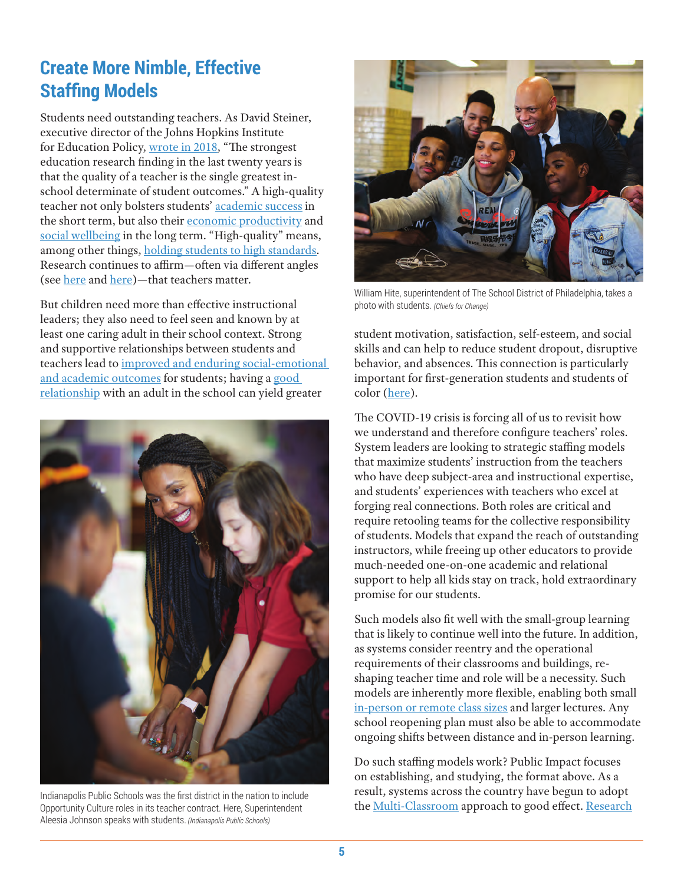## Create More Nimble, Effective Staffing Models

Students need outstanding teachers. As David Steiner, executive director of the Johns Hopkins Institute for Education Policy, wrote in 2018, "The strongest education research finding in the last twenty years is that the quality of a teacher is the single greatest in-school determinate of student outcomes." A high-quality teacher not only bolsters students' academic success in the short term, but also their economic productivity and social wellbeing in the long term. "High-quality" means, among other things, holding students to high standards. Research continues to affirm—often via different angles (see here and here)—that teachers matter.

But children need more than effective instructional leaders; they also need to feel seen and known by at least one caring adult in their school context. Strong and supportive relationships between students and teachers lead to improved and enduring social-emotional and academic outcomes for students; having a good relationship with an adult in the school can yield greater student motivation, satisfaction, self-esteem, and social skills and can help to reduce student dropout, disruptive behavior, and absences. This connection is particularly important for first-generation students and students of color (here).

Indianapolis Public Schools was the first district in the nation to include Opportunity Culture roles in its teacher contract. Here, Superintendent Aleesia Johnson speaks with students. *(Indianapolis Public Schools)*

William Hite, superintendent of The School District of Philadelphia, takes a photo with students. *(Chiefs for Change)*

The COVID-19 crisis is forcing all of us to revisit how we understand and therefore configure teachers' roles. System leaders are looking to strategic staffing models that maximize students' instruction from the teachers who have deep subject-area and instructional expertise, and students' experiences with teachers who excel at forging real connections. Both roles are critical and require retooling teams for the collective responsibility of students. Models that expand the reach of outstanding instructors, while freeing up other educators to provide much-needed one-on-one academic and relational support to help all kids stay on track, hold extraordinary promise for our students.

Such models also fit well with the small-group learning that is likely to continue well into the future. In addition, as systems consider reentry and the operational requirements of their classrooms and buildings, re-shaping teacher time and role will be a necessity. Such models are inherently more flexible, enabling both small in-person or remote class sizes and larger lectures. Any school reopening plan must also be able to accommodate ongoing shifts between distance and in-person learning.

Do such staffing models work? Public Impact focuses on establishing, and studying, the format above. As a result, systems across the country have begun to adopt the Multi-Classroom approach to good effect. Research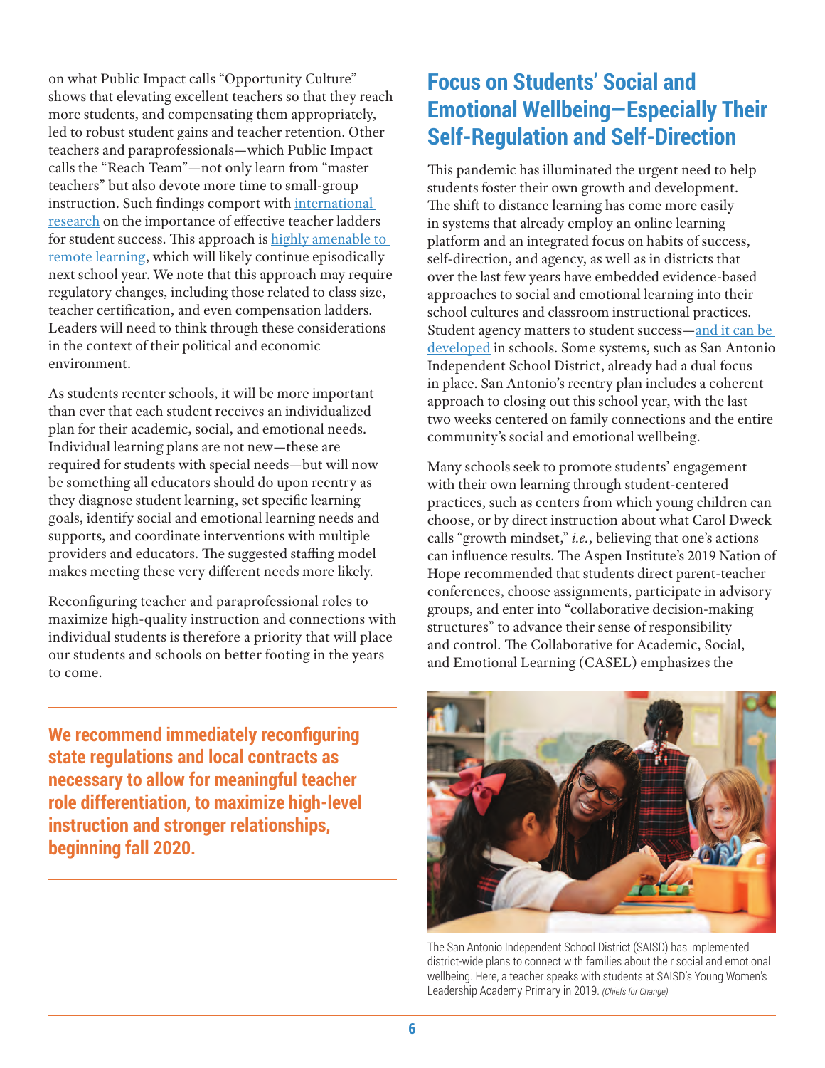on what Public Impact calls "Opportunity Culture" shows that elevating excellent teachers so that they reach more students, and compensating them appropriately, led to robust student gains and teacher retention. Other teachers and paraprofessionals—which Public Impact calls the "Reach Team"—not only learn from "master teachers" but also devote more time to small-group instruction. Such findings comport with international research on the importance of effective teacher ladders for student success. This approach is highly amenable to remote learning, which will likely continue episodically next school year. We note that this approach may require regulatory changes, including those related to class size, teacher certification, and even compensation ladders. Leaders will need to think through these considerations in the context of their political and economic environment.

As students reenter schools, it will be more important than ever that each student receives an individualized plan for their academic, social, and emotional needs. Individual learning plans are not new—these are required for students with special needs—but will now be something all educators should do upon reentry as they diagnose student learning, set specific learning goals, identify social and emotional learning needs and supports, and coordinate interventions with multiple providers and educators. The suggested staffing model makes meeting these very different needs more likely.

Reconfiguring teacher and paraprofessional roles to maximize high-quality instruction and connections with individual students is therefore a priority that will place our students and schools on better footing in the years to come.

**We recommend immediately reconfiguring state regulations and local contracts as necessary to allow for meaningful teacher role differentiation, to maximize high-level instruction and stronger relationships, beginning fall 2020.**

## Focus on Students' Social and Emotional Wellbeing—Especially Their Self-Regulation and Self-Direction

This pandemic has illuminated the urgent need to help students foster their own growth and development. The shift to distance learning has come more easily in systems that already employ an online learning platform and an integrated focus on habits of success, self-direction, and agency, as well as in districts that over the last few years have embedded evidence-based approaches to social and emotional learning into their school cultures and classroom instructional practices. Student agency matters to student success—and it can be developed in schools. Some systems, such as San Antonio Independent School District, already had a dual focus in place. San Antonio's reentry plan includes a coherent approach to closing out this school year, with the last two weeks centered on family connections and the entire community's social and emotional wellbeing.

Many schools seek to promote students' engagement with their own learning through student-centered practices, such as centers from which young children can choose, or by direct instruction about what Carol Dweck calls "growth mindset," *i.e.*, believing that one's actions can influence results. The Aspen Institute's 2019 Nation of Hope recommended that students direct parent-teacher conferences, choose assignments, participate in advisory groups, and enter into "collaborative decision-making structures" to advance their sense of responsibility and control. The Collaborative for Academic, Social, and Emotional Learning (CASEL) emphasizes the

The San Antonio Independent School District (SAISD) has implemented district-wide plans to connect with families about their social and emotional wellbeing. Here, a teacher speaks with students at SAISD's Young Women's Leadership Academy Primary in 2019. *(Chiefs for Change)*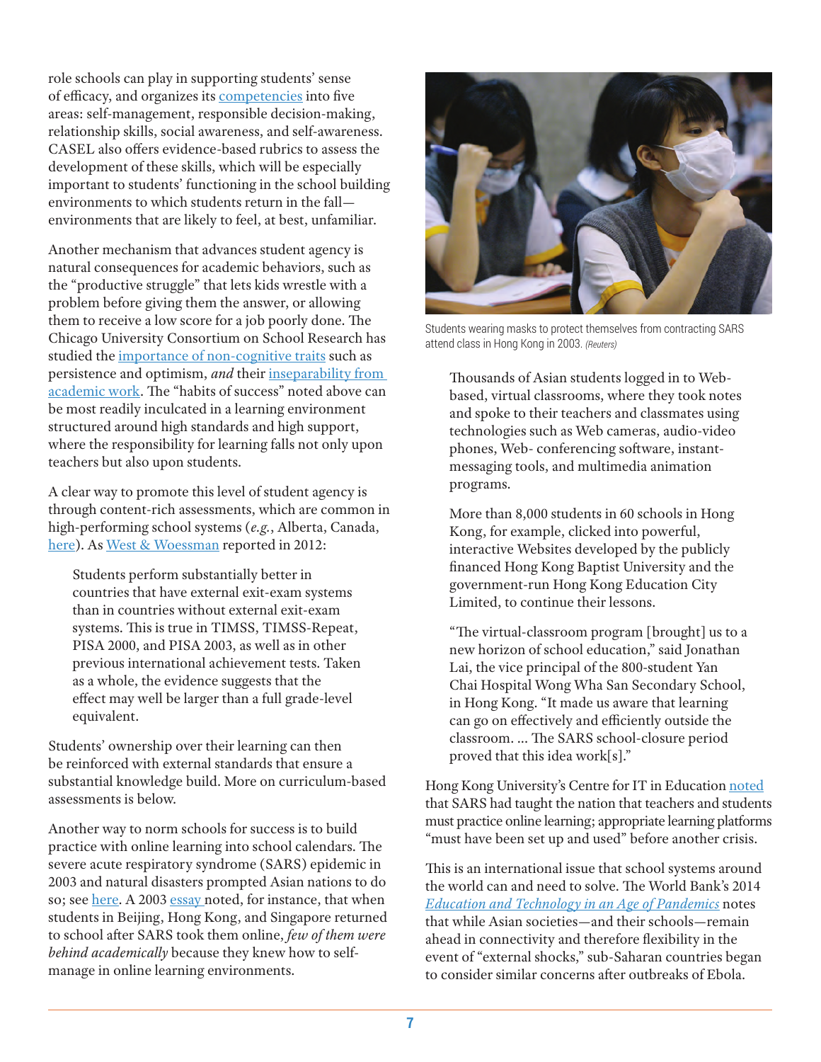role schools can play in supporting students' sense of efficacy, and organizes its competencies into five areas: self-management, responsible decision-making, relationship skills, social awareness, and self-awareness. CASEL also offers evidence-based rubrics to assess the development of these skills, which will be especially important to students' functioning in the school building environments to which students return in the fall—environments that are likely to feel, at best, unfamiliar.

Another mechanism that advances student agency is natural consequences for academic behaviors, such as the "productive struggle" that lets kids wrestle with a problem before giving them the answer, or allowing them to receive a low score for a job poorly done. The Chicago University Consortium on School Research has studied the importance of non-cognitive traits such as persistence and optimism, *and* their inseparability from academic work. The "habits of success" noted above can be most readily inculcated in a learning environment structured around high standards and high support, where the responsibility for learning falls not only upon teachers but also upon students.

A clear way to promote this level of student agency is through content-rich assessments, which are common in high-performing school systems (*e.g.*, Alberta, Canada, here). As West & Woessman reported in 2012:

> Students perform substantially better in countries that have external exit-exam systems than in countries without external exit-exam systems. This is true in TIMSS, TIMSS-Repeat, PISA 2000, and PISA 2003, as well as in other previous international achievement tests. Taken as a whole, the evidence suggests that the effect may well be larger than a full grade-level equivalent.

Students' ownership over their learning can then be reinforced with external standards that ensure a substantial knowledge build. More on curriculum-based assessments is below.

Another way to norm schools for success is to build practice with online learning into school calendars. The severe acute respiratory syndrome (SARS) epidemic in 2003 and natural disasters prompted Asian nations to do so; see here. A 2003 essay noted, for instance, that when students in Beijing, Hong Kong, and Singapore returned to school after SARS took them online, *few of them were behind academically* because they knew how to self-manage in online learning environments.

Students wearing masks to protect themselves from contracting SARS attend class in Hong Kong in 2003. *(Reuters)*

> Thousands of Asian students logged in to Web-based, virtual classrooms, where they took notes and spoke to their teachers and classmates using technologies such as Web cameras, audio-video phones, Web- conferencing software, instant-messaging tools, and multimedia animation programs.
>
> More than 8,000 students in 60 schools in Hong Kong, for example, clicked into powerful, interactive Websites developed by the publicly financed Hong Kong Baptist University and the government-run Hong Kong Education City Limited, to continue their lessons.
>
> "The virtual-classroom program [brought] us to a new horizon of school education," said Jonathan Lai, the vice principal of the 800-student Yan Chai Hospital Wong Wha San Secondary School, in Hong Kong. "It made us aware that learning can go on effectively and efficiently outside the classroom. ... The SARS school-closure period proved that this idea work[s]."

Hong Kong University's Centre for IT in Education noted that SARS had taught the nation that teachers and students must practice online learning; appropriate learning platforms "must have been set up and used" before another crisis.

This is an international issue that school systems around the world can and need to solve. The World Bank's 2014 *Education and Technology in an Age of Pandemics* notes that while Asian societies—and their schools—remain ahead in connectivity and therefore flexibility in the event of "external shocks," sub-Saharan countries began to consider similar concerns after outbreaks of Ebola.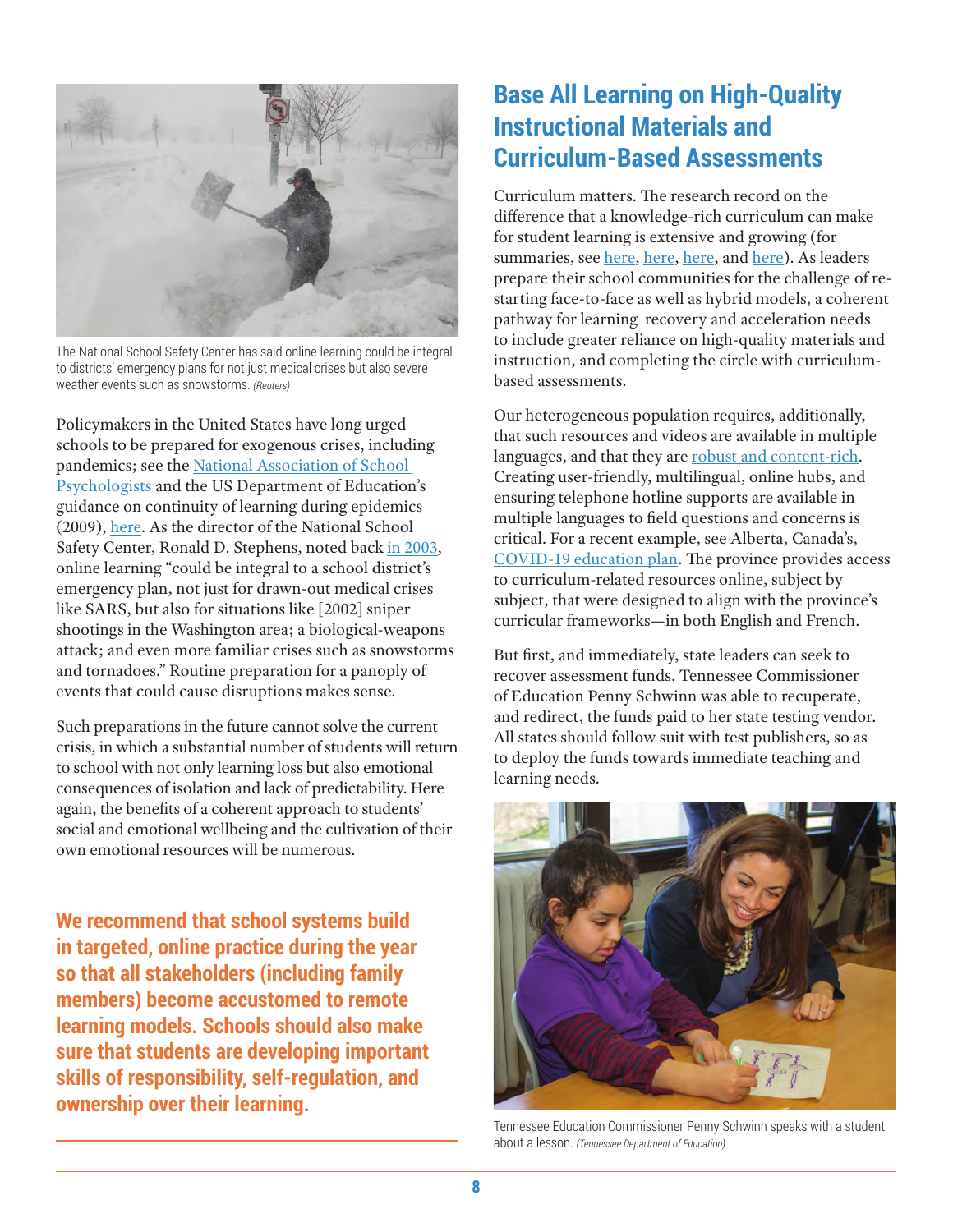The National School Safety Center has said online learning could be integral to districts' emergency plans for not just medical crises but also severe weather events such as snowstorms. *(Reuters)*

Policymakers in the United States have long urged schools to be prepared for exogenous crises, including pandemics; see the National Association of School Psychologists and the US Department of Education's guidance on continuity of learning during epidemics (2009), here. As the director of the National School Safety Center, Ronald D. Stephens, noted back in 2003, online learning "could be integral to a school district's emergency plan, not just for drawn-out medical crises like SARS, but also for situations like [2002] sniper shootings in the Washington area; a biological-weapons attack; and even more familiar crises such as snowstorms and tornadoes." Routine preparation for a panoply of events that could cause disruptions makes sense.

Such preparations in the future cannot solve the current crisis, in which a substantial number of students will return to school with not only learning loss but also emotional consequences of isolation and lack of predictability. Here again, the benefits of a coherent approach to students' social and emotional wellbeing and the cultivation of their own emotional resources will be numerous.

**We recommend that school systems build in targeted, online practice during the year so that all stakeholders (including family members) become accustomed to remote learning models. Schools should also make sure that students are developing important skills of responsibility, self-regulation, and ownership over their learning.**

## Base All Learning on High-Quality Instructional Materials and Curriculum-Based Assessments

Curriculum matters. The research record on the difference that a knowledge-rich curriculum can make for student learning is extensive and growing (for summaries, see here, here, here, and here). As leaders prepare their school communities for the challenge of re-starting face-to-face as well as hybrid models, a coherent pathway for learning recovery and acceleration needs to include greater reliance on high-quality materials and instruction, and completing the circle with curriculum-based assessments.

Our heterogeneous population requires, additionally, that such resources and videos are available in multiple languages, and that they are robust and content-rich. Creating user-friendly, multilingual, online hubs, and ensuring telephone hotline supports are available in multiple languages to field questions and concerns is critical. For a recent example, see Alberta, Canada's, COVID-19 education plan. The province provides access to curriculum-related resources online, subject by subject, that were designed to align with the province's curricular frameworks—in both English and French.

But first, and immediately, state leaders can seek to recover assessment funds. Tennessee Commissioner of Education Penny Schwinn was able to recuperate, and redirect, the funds paid to her state testing vendor. All states should follow suit with test publishers, so as to deploy the funds towards immediate teaching and learning needs.

Tennessee Education Commissioner Penny Schwinn speaks with a student about a lesson. *(Tennessee Department of Education)*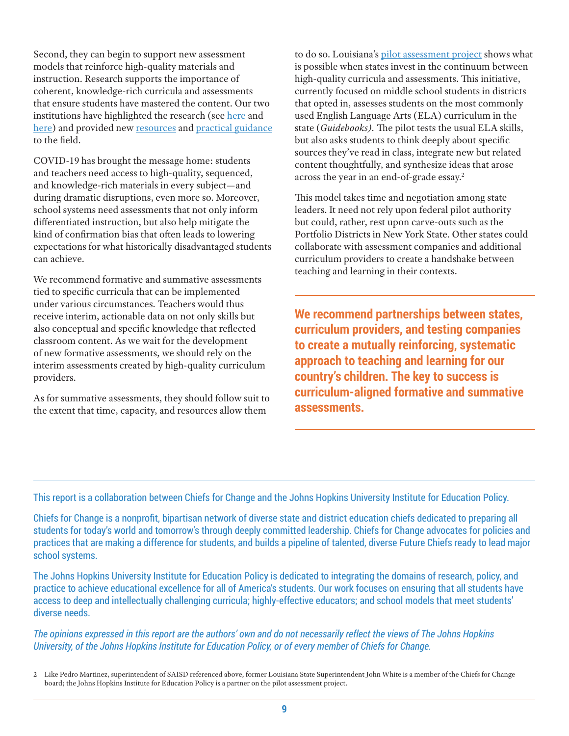Second, they can begin to support new assessment models that reinforce high-quality materials and instruction. Research supports the importance of coherent, knowledge-rich curricula and assessments that ensure students have mastered the content. Our two institutions have highlighted the research (see here and here) and provided new resources and practical guidance to the field.

COVID-19 has brought the message home: students and teachers need access to high-quality, sequenced, and knowledge-rich materials in every subject—and during dramatic disruptions, even more so. Moreover, school systems need assessments that not only inform differentiated instruction, but also help mitigate the kind of confirmation bias that often leads to lowering expectations for what historically disadvantaged students can achieve.

We recommend formative and summative assessments tied to specific curricula that can be implemented under various circumstances. Teachers would thus receive interim, actionable data on not only skills but also conceptual and specific knowledge that reflected classroom content. As we wait for the development of new formative assessments, we should rely on the interim assessments created by high-quality curriculum providers.

As for summative assessments, they should follow suit to the extent that time, capacity, and resources allow them to do so. Louisiana's pilot assessment project shows what is possible when states invest in the continuum between high-quality curricula and assessments. This initiative, currently focused on middle school students in districts that opted in, assesses students on the most commonly used English Language Arts (ELA) curriculum in the state (*Guidebooks)*. The pilot tests the usual ELA skills, but also asks students to think deeply about specific sources they've read in class, integrate new but related content thoughtfully, and synthesize ideas that arose across the year in an end-of-grade essay.[2]

This model takes time and negotiation among state leaders. It need not rely upon federal pilot authority but could, rather, rest upon carve-outs such as the Portfolio Districts in New York State. Other states could collaborate with assessment companies and additional curriculum providers to create a handshake between teaching and learning in their contexts.

**We recommend partnerships between states, curriculum providers, and testing companies to create a mutually reinforcing, systematic approach to teaching and learning for our country's children. The key to success is curriculum-aligned formative and summative assessments.**

---

This report is a collaboration between Chiefs for Change and the Johns Hopkins University Institute for Education Policy.

Chiefs for Change is a nonprofit, bipartisan network of diverse state and district education chiefs dedicated to preparing all students for today's world and tomorrow's through deeply committed leadership. Chiefs for Change advocates for policies and practices that are making a difference for students, and builds a pipeline of talented, diverse Future Chiefs ready to lead major school systems.

The Johns Hopkins University Institute for Education Policy is dedicated to integrating the domains of research, policy, and practice to achieve educational excellence for all of America's students. Our work focuses on ensuring that all students have access to deep and intellectually challenging curricula; highly-effective educators; and school models that meet students' diverse needs.

*The opinions expressed in this report are the authors' own and do not necessarily reflect the views of The Johns Hopkins University, of the Johns Hopkins Institute for Education Policy, or of every member of Chiefs for Change.*

---

2 Like Pedro Martinez, superintendent of SAISD referenced above, former Louisiana State Superintendent John White is a member of the Chiefs for Change board; the Johns Hopkins Institute for Education Policy is a partner on the pilot assessment project.